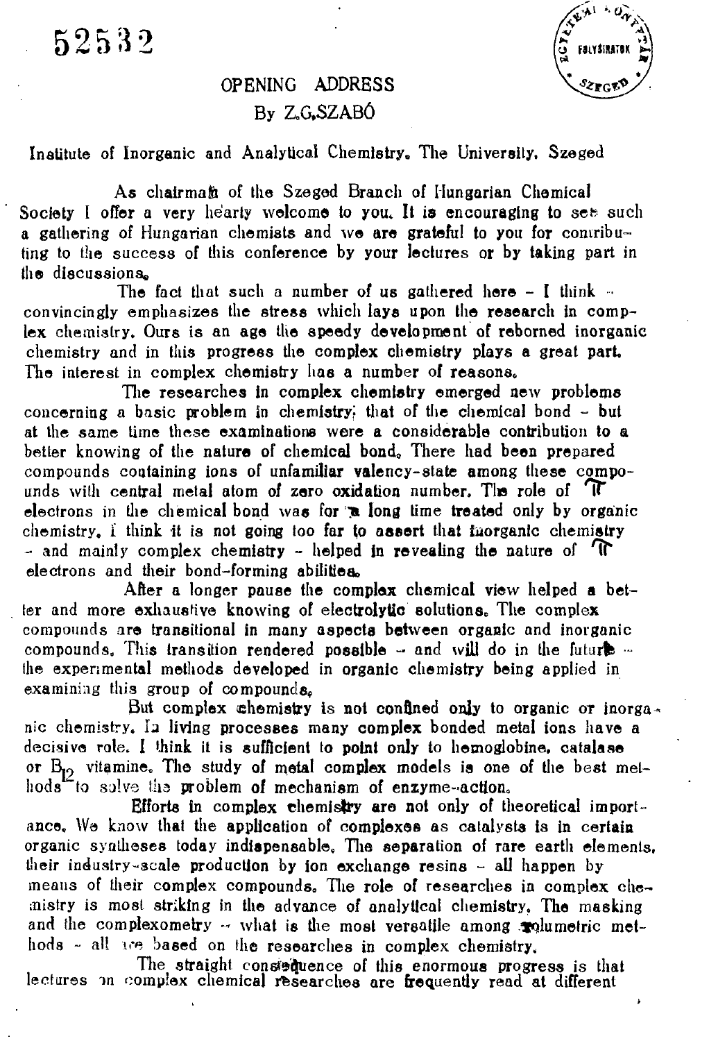52532

# OPENING ADDRESS

By Z.G.SZABÓ

Institute of Inorganic and Analytical Chemistry, The University, Szeged

As chairman of the Szeged Branch of Hungarian Chemical Society I offer a very hearty welcome to you. It is encouraging to see such a gathering of Hungarian chemists and we are grateful to you for contributing to the success of this conference by your lectures or by taking part in the discussions.

The fact that such a number of us gathered here – I think – convincingly emphasizes the stress which lays upon the research in complex chemistry. Ours is an age the speedy development of reborned inorganic chemistry and in this progress the complex chemistry plays a great part. The interest in complex chemistry has a number of reasons.

The researches in complex chemistry emerged new problems concerning a basic problem in chemistry; that of the chemical bond – but at the same time these examinations were a considerable contribution to a better knowing of the nature of chemical bond. There had been prepared compounds containing ions of unfamiliar valency-state among these compounds with central metal atom of zero oxidation number. The role of $\pi$ electrons in the chemical bond was for a long time treated only by organic chemistry. I think it is not going too far to assert that inorganic chemistry – and mainly complex chemistry – helped in revealing the nature of $\pi$ electrons and their bond-forming abilities.

After a longer pause the complex chemical view helped a better and more exhaustive knowing of electrolytic solutions. The complex compounds are transitional in many aspects between organic and inorganic compounds. This transition rendered possible – and will do in the future – the experimental methods developed in organic chemistry being applied in examining this group of compounds.

But complex chemistry is not confined only to organic or inorganic chemistry. In living processes many complex bonded metal ions have a decisive role. I think it is sufficient to point only to hemoglobine, catalase or $B_{12}$ vitamine. The study of metal complex models is one of the best methods to solve the problem of mechanism of enzyme-action.

Efforts in complex chemistry are not only of theoretical importance. We know that the application of complexes as catalysts is in certain organic syntheses today indispensable. The separation of rare earth elements, their industry-scale production by ion exchange resins – all happen by means of their complex compounds. The role of researches in complex chemistry is most striking in the advance of analytical chemistry. The masking and the complexometry – what is the most versatile among volumetric methods – all are based on the researches in complex chemistry.

The straight consequence of this enormous progress is that lectures on complex chemical researches are frequently read at different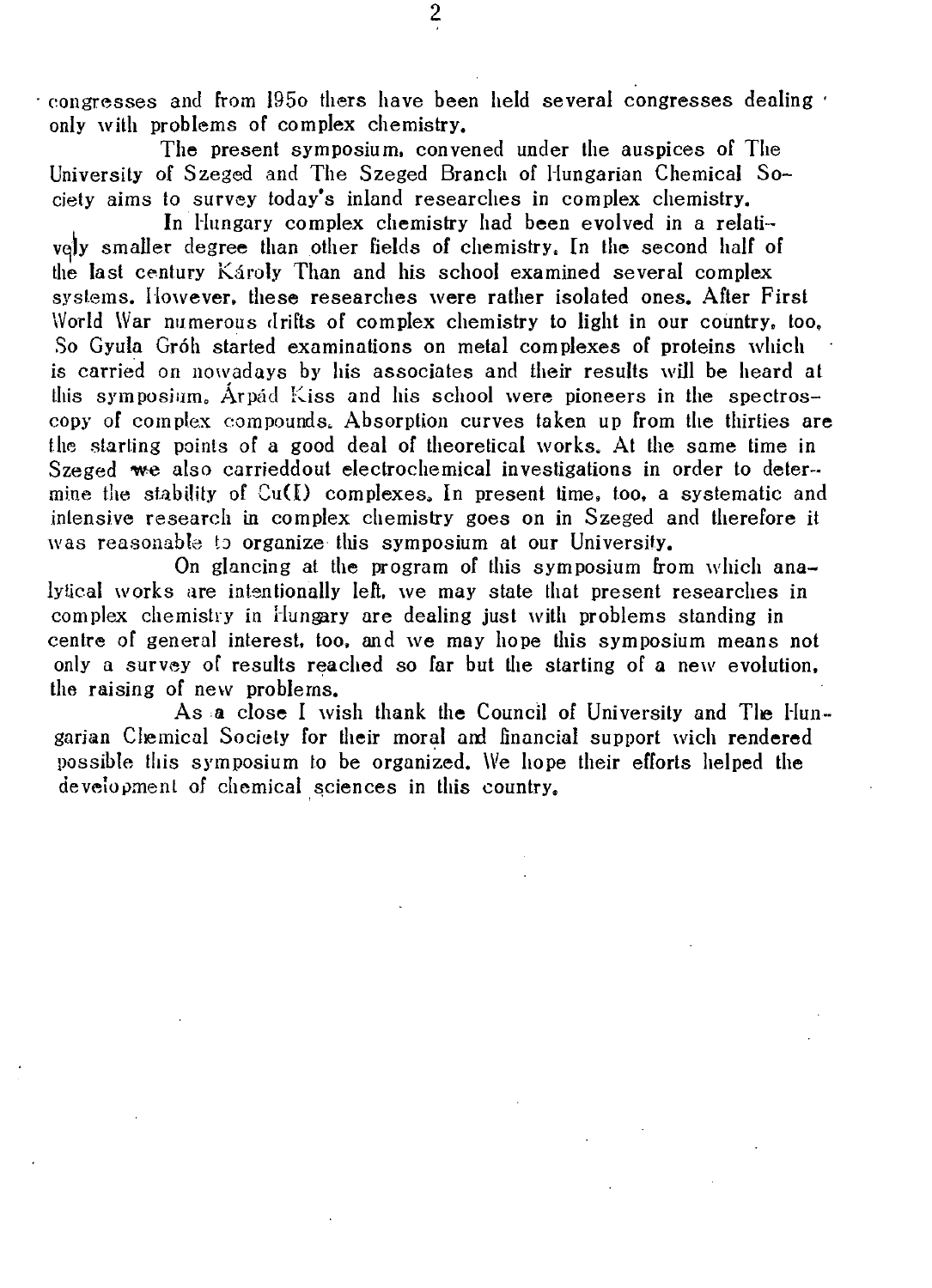congresses and from 195o thers have been held several congresses dealing only with problems of complex chemistry.

The present symposium, convened under the auspices of The University of Szeged and The Szeged Branch of Hungarian Chemical Society aims to survey today's inland researches in complex chemistry.

In Hungary complex chemistry had been evolved in a relatively smaller degree than other fields of chemistry. In the second half of the last century Károly Than and his school examined several complex systems. However, these researches were rather isolated ones. After First World War numerous drifts of complex chemistry to light in our country, too. So Gyula Gróh started examinations on metal complexes of proteins which is carried on nowadays by his associates and their results will be heard at this symposium. Árpád Kiss and his school were pioneers in the spectroscopy of complex compounds. Absorption curves taken up from the thirties are the starting points of a good deal of theoretical works. At the same time in Szeged we also carrieddout electrochemical investigations in order to determine the stability of Cu(I) complexes. In present time, too, a systematic and intensive research in complex chemistry goes on in Szeged and therefore it was reasonable to organize this symposium at our University.

On glancing at the program of this symposium from which analytical works are intentionally left, we may state that present researches in complex chemistry in Hungary are dealing just with problems standing in centre of general interest, too, and we may hope this symposium means not only a survey of results reached so far but the starting of a new evolution, the raising of new problems.

As a close I wish thank the Council of University and The Hungarian Chemical Society for their moral and financial support wich rendered possible this symposium to be organized. We hope their efforts helped the development of chemical sciences in this country.